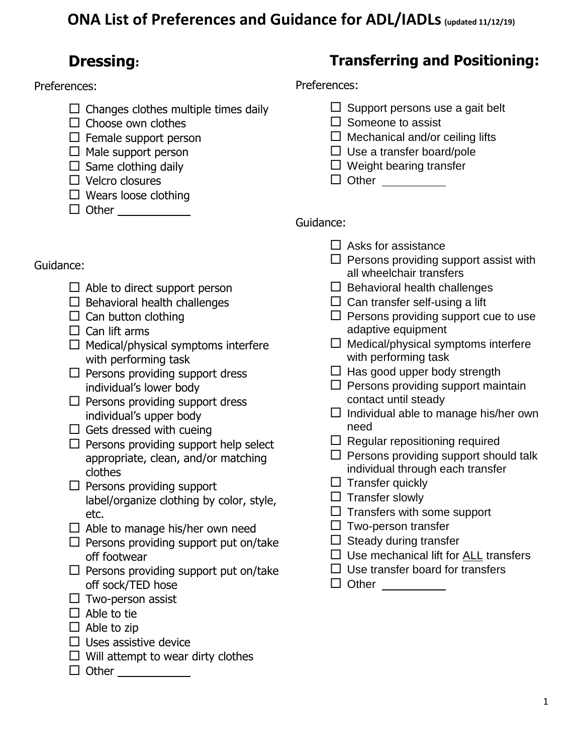# ONA List of Preferences and Guidance for ADL/IADLs (updated 11/12/19)

## Dressing:

Preferences:

- ☐ Changes clothes multiple times daily
- ☐ Choose own clothes
- ☐ Female support person
- ☐ Male support person
- ☐ Same clothing daily
- ☐ Velcro closures
- ☐ Wears loose clothing
- ☐ Other ___________

Guidance:

- ☐ Able to direct support person
- ☐ Behavioral health challenges
- ☐ Can button clothing
- ☐ Can lift arms
- ☐ Medical/physical symptoms interfere with performing task
- ☐ Persons providing support dress individual's lower body
- ☐ Persons providing support dress individual's upper body
- ☐ Gets dressed with cueing
- ☐ Persons providing support help select appropriate, clean, and/or matching clothes
- ☐ Persons providing support label/organize clothing by color, style, etc.
- ☐ Able to manage his/her own need
- ☐ Persons providing support put on/take off footwear
- ☐ Persons providing support put on/take off sock/TED hose
- ☐ Two-person assist
- ☐ Able to tie
- ☐ Able to zip
- ☐ Uses assistive device
- ☐ Will attempt to wear dirty clothes
- ☐ Other ___________

## Transferring and Positioning:

Preferences:

- ☐ Support persons use a gait belt
- ☐ Someone to assist
- ☐ Mechanical and/or ceiling lifts
- ☐ Use a transfer board/pole
- ☐ Weight bearing transfer
- ☐ Other ___________

Guidance:

- ☐ Asks for assistance
- ☐ Persons providing support assist with all wheelchair transfers
- ☐ Behavioral health challenges
- ☐ Can transfer self-using a lift
- ☐ Persons providing support cue to use adaptive equipment
- ☐ Medical/physical symptoms interfere with performing task
- ☐ Has good upper body strength
- ☐ Persons providing support maintain contact until steady
- ☐ Individual able to manage his/her own need
- ☐ Regular repositioning required
- ☐ Persons providing support should talk individual through each transfer
- ☐ Transfer quickly
- ☐ Transfer slowly
- ☐ Transfers with some support
- ☐ Two-person transfer
- ☐ Steady during transfer
- ☐ Use mechanical lift for ALL transfers
- ☐ Use transfer board for transfers
- ☐ Other ___________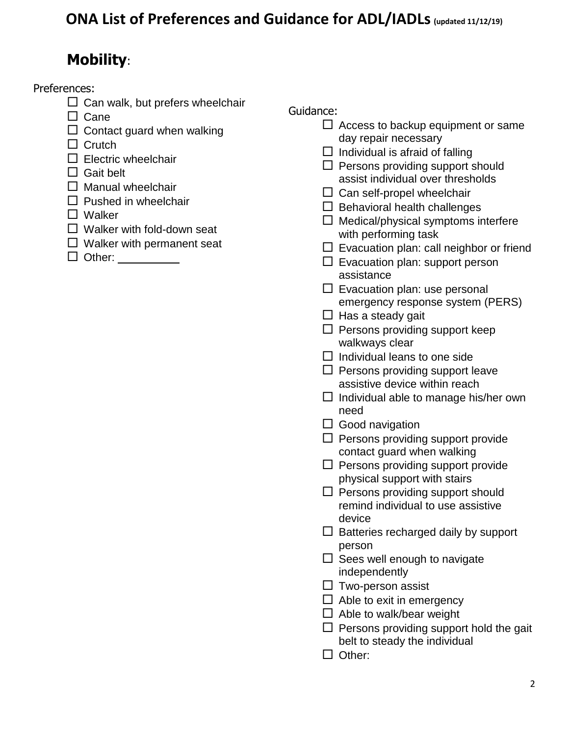# ONA List of Preferences and Guidance for ADL/IADLs (updated 11/12/19)

## Mobility:

Preferences:

- ☐ Can walk, but prefers wheelchair
- ☐ Cane
- ☐ Contact guard when walking
- ☐ Crutch
- ☐ Electric wheelchair
- ☐ Gait belt
- ☐ Manual wheelchair
- ☐ Pushed in wheelchair
- ☐ Walker
- ☐ Walker with fold-down seat
- ☐ Walker with permanent seat
- ☐ Other: __________

Guidance:

- ☐ Access to backup equipment or same day repair necessary
- ☐ Individual is afraid of falling
- ☐ Persons providing support should assist individual over thresholds
- ☐ Can self-propel wheelchair
- ☐ Behavioral health challenges
- ☐ Medical/physical symptoms interfere with performing task
- ☐ Evacuation plan: call neighbor or friend
- ☐ Evacuation plan: support person assistance
- ☐ Evacuation plan: use personal emergency response system (PERS)
- ☐ Has a steady gait
- ☐ Persons providing support keep walkways clear
- ☐ Individual leans to one side
- ☐ Persons providing support leave assistive device within reach
- ☐ Individual able to manage his/her own need
- ☐ Good navigation
- ☐ Persons providing support provide contact guard when walking
- ☐ Persons providing support provide physical support with stairs
- ☐ Persons providing support should remind individual to use assistive device
- ☐ Batteries recharged daily by support person
- ☐ Sees well enough to navigate independently
- ☐ Two-person assist
- ☐ Able to exit in emergency
- ☐ Able to walk/bear weight
- ☐ Persons providing support hold the gait belt to steady the individual
- ☐ Other: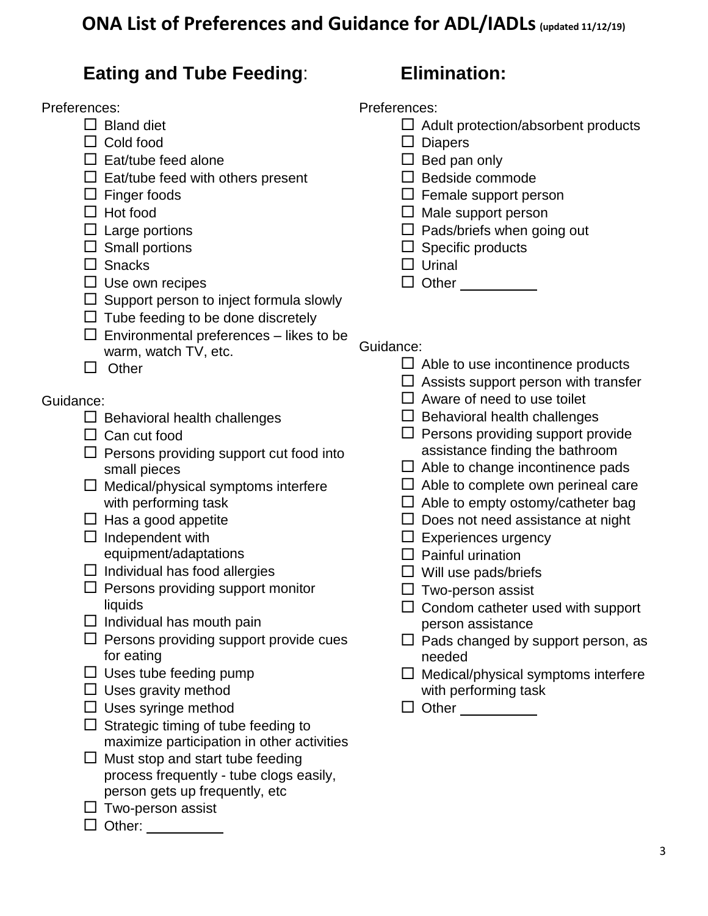# ONA List of Preferences and Guidance for ADL/IADLs (updated 11/12/19)

## Eating and Tube Feeding:

Preferences:

- ☐ Bland diet
- ☐ Cold food
- ☐ Eat/tube feed alone
- ☐ Eat/tube feed with others present
- ☐ Finger foods
- ☐ Hot food
- ☐ Large portions
- ☐ Small portions
- ☐ Snacks
- ☐ Use own recipes
- ☐ Support person to inject formula slowly
- ☐ Tube feeding to be done discretely
- ☐ Environmental preferences – likes to be warm, watch TV, etc.
- ☐ Other

Guidance:

- ☐ Behavioral health challenges
- ☐ Can cut food
- ☐ Persons providing support cut food into small pieces
- ☐ Medical/physical symptoms interfere with performing task
- ☐ Has a good appetite
- ☐ Independent with equipment/adaptations
- ☐ Individual has food allergies
- ☐ Persons providing support monitor liquids
- ☐ Individual has mouth pain
- ☐ Persons providing support provide cues for eating
- ☐ Uses tube feeding pump
- ☐ Uses gravity method
- ☐ Uses syringe method
- ☐ Strategic timing of tube feeding to maximize participation in other activities
- ☐ Must stop and start tube feeding process frequently - tube clogs easily, person gets up frequently, etc
- ☐ Two-person assist
- ☐ Other: __________

## Elimination:

Preferences:

- ☐ Adult protection/absorbent products
- ☐ Diapers
- ☐ Bed pan only
- ☐ Bedside commode
- ☐ Female support person
- ☐ Male support person
- ☐ Pads/briefs when going out
- ☐ Specific products
- ☐ Urinal
- ☐ Other __________

Guidance:

- ☐ Able to use incontinence products
- ☐ Assists support person with transfer
- ☐ Aware of need to use toilet
- ☐ Behavioral health challenges
- ☐ Persons providing support provide assistance finding the bathroom
- ☐ Able to change incontinence pads
- ☐ Able to complete own perineal care
- ☐ Able to empty ostomy/catheter bag
- ☐ Does not need assistance at night
- ☐ Experiences urgency
- ☐ Painful urination
- ☐ Will use pads/briefs
- ☐ Two-person assist
- ☐ Condom catheter used with support person assistance
- ☐ Pads changed by support person, as needed
- ☐ Medical/physical symptoms interfere with performing task
- ☐ Other __________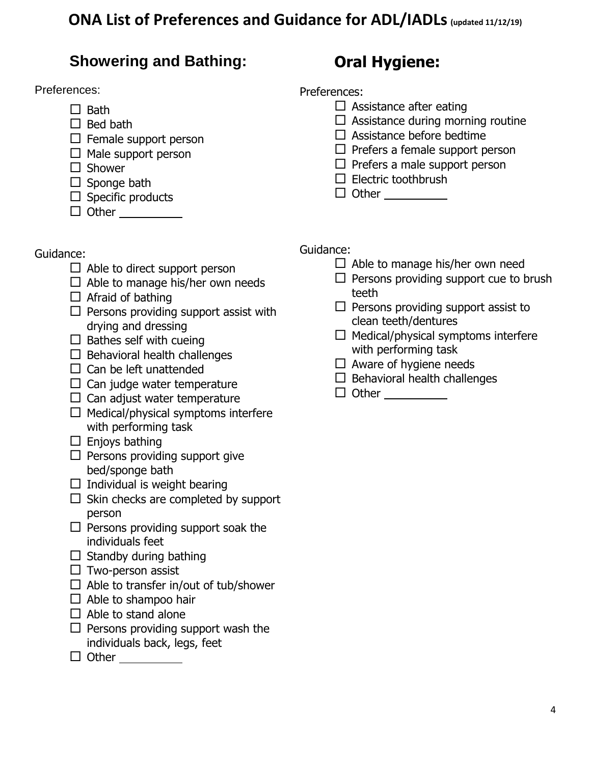# ONA List of Preferences and Guidance for ADL/IADLs (updated 11/12/19)

## Showering and Bathing:

Preferences:

- ☐ Bath
- ☐ Bed bath
- ☐ Female support person
- ☐ Male support person
- ☐ Shower
- ☐ Sponge bath
- ☐ Specific products
- ☐ Other __________

Guidance:

- ☐ Able to direct support person
- ☐ Able to manage his/her own needs
- ☐ Afraid of bathing
- ☐ Persons providing support assist with drying and dressing
- ☐ Bathes self with cueing
- ☐ Behavioral health challenges
- ☐ Can be left unattended
- ☐ Can judge water temperature
- ☐ Can adjust water temperature
- ☐ Medical/physical symptoms interfere with performing task
- ☐ Enjoys bathing
- ☐ Persons providing support give bed/sponge bath
- ☐ Individual is weight bearing
- ☐ Skin checks are completed by support person
- ☐ Persons providing support soak the individuals feet
- ☐ Standby during bathing
- ☐ Two-person assist
- ☐ Able to transfer in/out of tub/shower
- ☐ Able to shampoo hair
- ☐ Able to stand alone
- ☐ Persons providing support wash the individuals back, legs, feet
- ☐ Other __________

## Oral Hygiene:

Preferences:

- ☐ Assistance after eating
- ☐ Assistance during morning routine
- ☐ Assistance before bedtime
- ☐ Prefers a female support person
- ☐ Prefers a male support person
- ☐ Electric toothbrush
- ☐ Other __________

Guidance:

- ☐ Able to manage his/her own need
- ☐ Persons providing support cue to brush teeth
- ☐ Persons providing support assist to clean teeth/dentures
- ☐ Medical/physical symptoms interfere with performing task
- ☐ Aware of hygiene needs
- ☐ Behavioral health challenges
- ☐ Other __________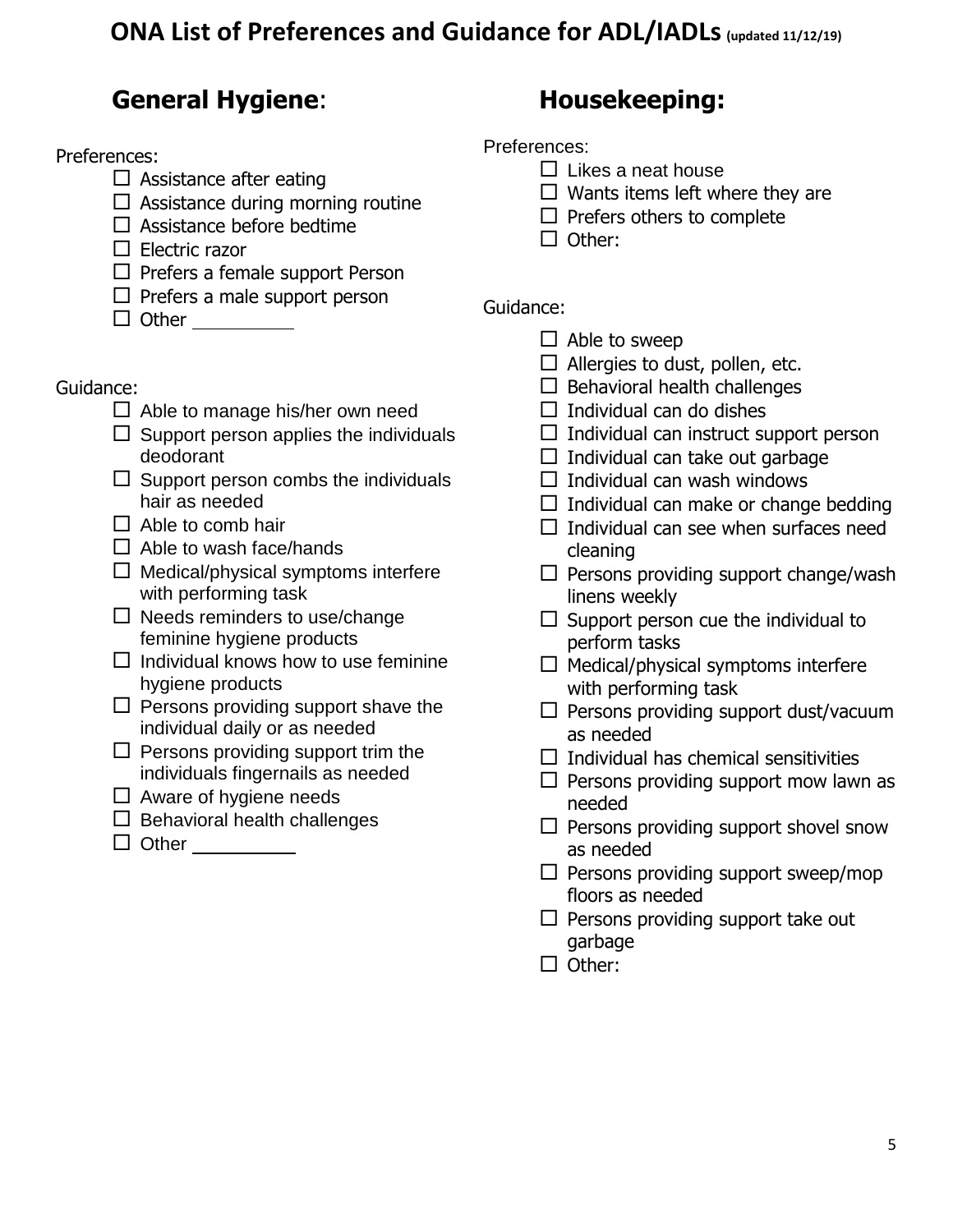# ONA List of Preferences and Guidance for ADL/IADLs (updated 11/12/19)

## General Hygiene:

Preferences:

- ☐ Assistance after eating
- ☐ Assistance during morning routine
- ☐ Assistance before bedtime
- ☐ Electric razor
- ☐ Prefers a female support Person
- ☐ Prefers a male support person
- ☐ Other __________

Guidance:

- ☐ Able to manage his/her own need
- ☐ Support person applies the individuals deodorant
- ☐ Support person combs the individuals hair as needed
- ☐ Able to comb hair
- ☐ Able to wash face/hands
- ☐ Medical/physical symptoms interfere with performing task
- ☐ Needs reminders to use/change feminine hygiene products
- ☐ Individual knows how to use feminine hygiene products
- ☐ Persons providing support shave the individual daily or as needed
- ☐ Persons providing support trim the individuals fingernails as needed
- ☐ Aware of hygiene needs
- ☐ Behavioral health challenges
- ☐ Other __________

## Housekeeping:

Preferences:

- ☐ Likes a neat house
- ☐ Wants items left where they are
- ☐ Prefers others to complete
- ☐ Other:

Guidance:

- ☐ Able to sweep
- ☐ Allergies to dust, pollen, etc.
- ☐ Behavioral health challenges
- ☐ Individual can do dishes
- ☐ Individual can instruct support person
- ☐ Individual can take out garbage
- ☐ Individual can wash windows
- ☐ Individual can make or change bedding
- ☐ Individual can see when surfaces need cleaning
- ☐ Persons providing support change/wash linens weekly
- ☐ Support person cue the individual to perform tasks
- ☐ Medical/physical symptoms interfere with performing task
- ☐ Persons providing support dust/vacuum as needed
- ☐ Individual has chemical sensitivities
- ☐ Persons providing support mow lawn as needed
- ☐ Persons providing support shovel snow as needed
- ☐ Persons providing support sweep/mop floors as needed
- ☐ Persons providing support take out garbage
- ☐ Other: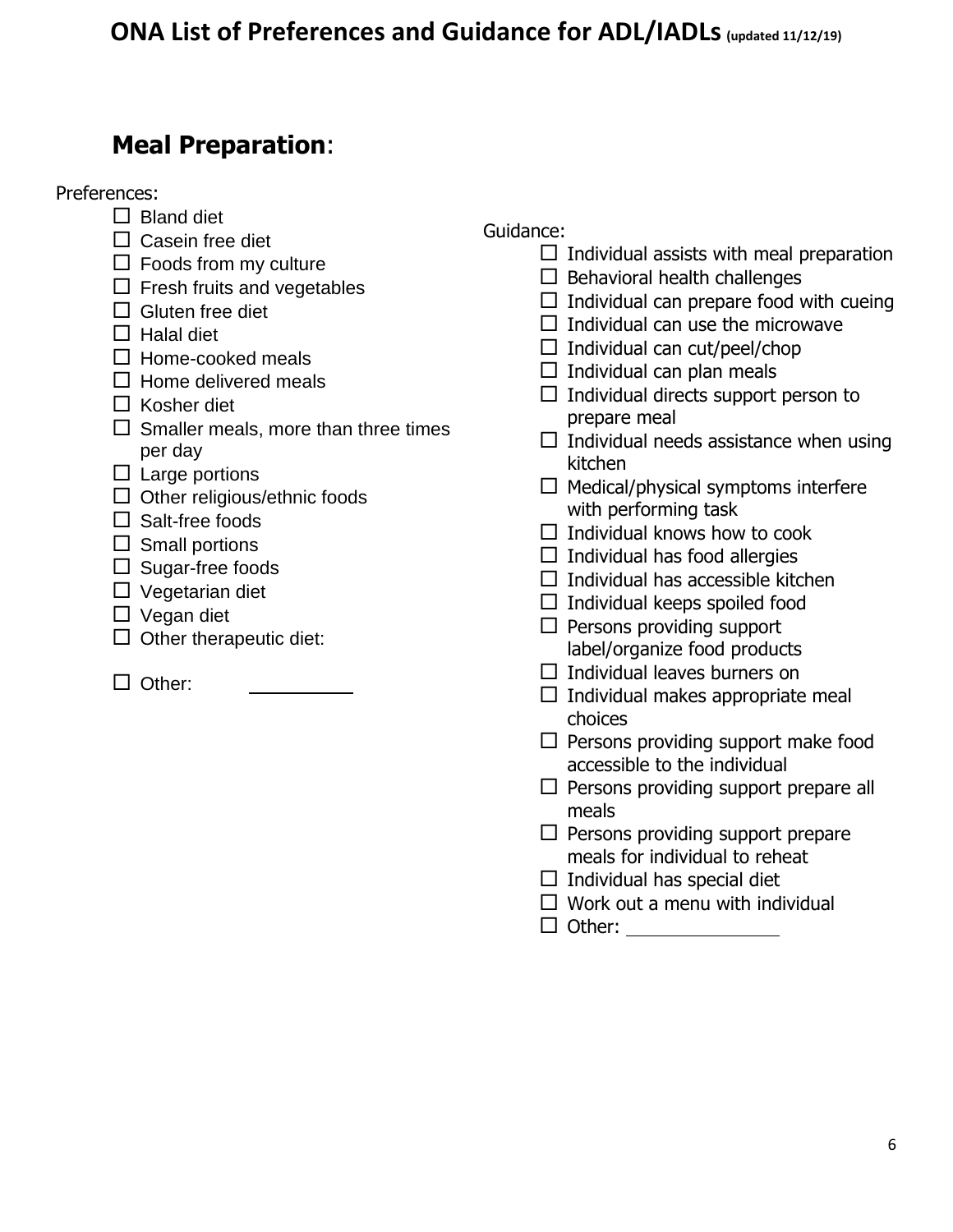# ONA List of Preferences and Guidance for ADL/IADLs (updated 11/12/19)

## Meal Preparation:

Preferences:

- ☐ Bland diet
- ☐ Casein free diet
- ☐ Foods from my culture
- ☐ Fresh fruits and vegetables
- ☐ Gluten free diet
- ☐ Halal diet
- ☐ Home-cooked meals
- ☐ Home delivered meals
- ☐ Kosher diet
- ☐ Smaller meals, more than three times per day
- ☐ Large portions
- ☐ Other religious/ethnic foods
- ☐ Salt-free foods
- ☐ Small portions
- ☐ Sugar-free foods
- ☐ Vegetarian diet
- ☐ Vegan diet
- ☐ Other therapeutic diet:
- ☐ Other: __________

Guidance:

- ☐ Individual assists with meal preparation
- ☐ Behavioral health challenges
- ☐ Individual can prepare food with cueing
- ☐ Individual can use the microwave
- ☐ Individual can cut/peel/chop
- ☐ Individual can plan meals
- ☐ Individual directs support person to prepare meal
- ☐ Individual needs assistance when using kitchen
- ☐ Medical/physical symptoms interfere with performing task
- ☐ Individual knows how to cook
- ☐ Individual has food allergies
- ☐ Individual has accessible kitchen
- ☐ Individual keeps spoiled food
- ☐ Persons providing support label/organize food products
- ☐ Individual leaves burners on
- ☐ Individual makes appropriate meal choices
- ☐ Persons providing support make food accessible to the individual
- ☐ Persons providing support prepare all meals
- ☐ Persons providing support prepare meals for individual to reheat
- ☐ Individual has special diet
- ☐ Work out a menu with individual
- ☐ Other: __________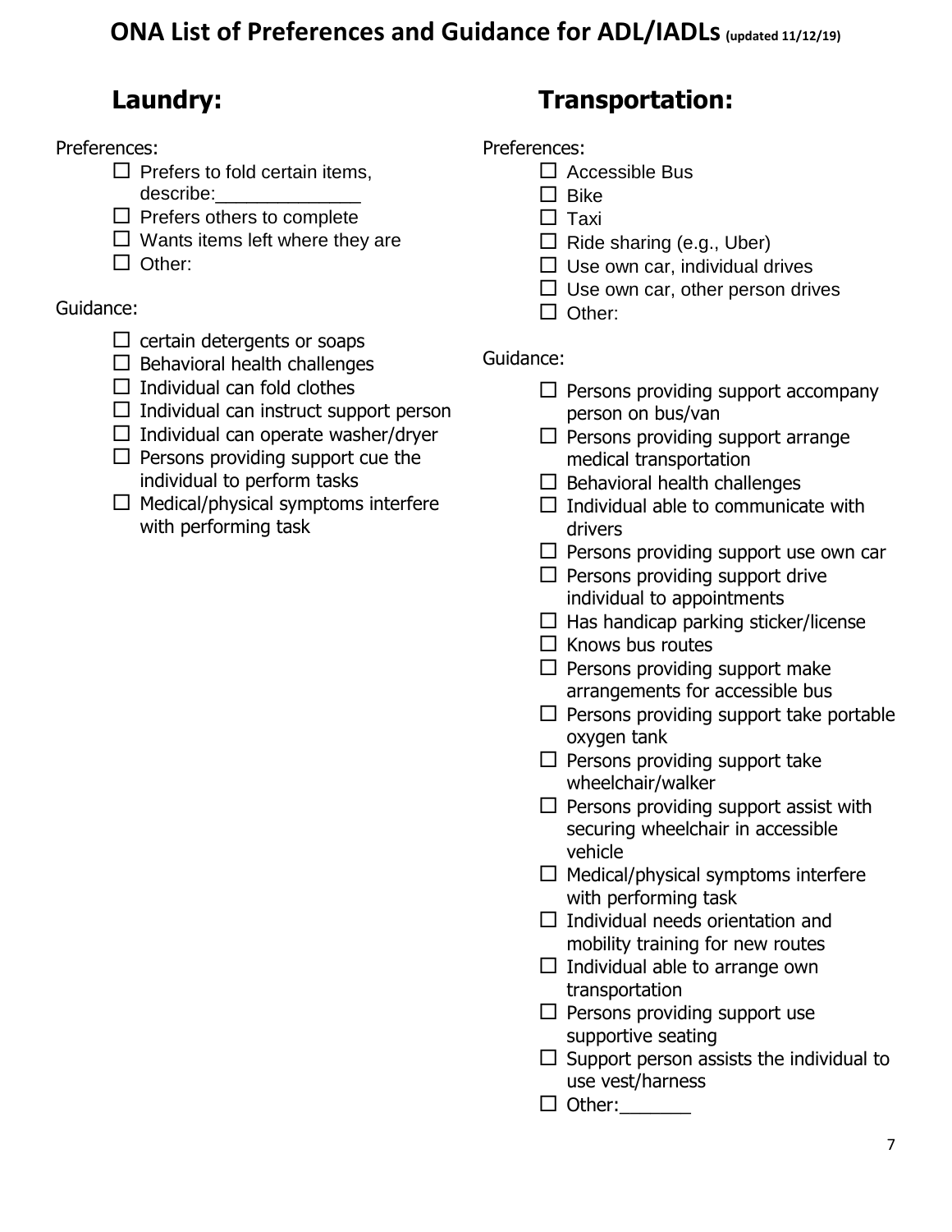# ONA List of Preferences and Guidance for ADL/IADLs (updated 11/12/19)

## Laundry:

Preferences:

- ☐ Prefers to fold certain items, describe:______________
- ☐ Prefers others to complete
- ☐ Wants items left where they are
- ☐ Other:

Guidance:

- ☐ certain detergents or soaps
- ☐ Behavioral health challenges
- ☐ Individual can fold clothes
- ☐ Individual can instruct support person
- ☐ Individual can operate washer/dryer
- ☐ Persons providing support cue the individual to perform tasks
- ☐ Medical/physical symptoms interfere with performing task

## Transportation:

Preferences:

- ☐ Accessible Bus
- ☐ Bike
- ☐ Taxi
- ☐ Ride sharing (e.g., Uber)
- ☐ Use own car, individual drives
- ☐ Use own car, other person drives
- ☐ Other:

Guidance:

- ☐ Persons providing support accompany person on bus/van
- ☐ Persons providing support arrange medical transportation
- ☐ Behavioral health challenges
- ☐ Individual able to communicate with drivers
- ☐ Persons providing support use own car
- ☐ Persons providing support drive individual to appointments
- ☐ Has handicap parking sticker/license
- ☐ Knows bus routes
- ☐ Persons providing support make arrangements for accessible bus
- ☐ Persons providing support take portable oxygen tank
- ☐ Persons providing support take wheelchair/walker
- ☐ Persons providing support assist with securing wheelchair in accessible vehicle
- ☐ Medical/physical symptoms interfere with performing task
- ☐ Individual needs orientation and mobility training for new routes
- ☐ Individual able to arrange own transportation
- ☐ Persons providing support use supportive seating
- ☐ Support person assists the individual to use vest/harness
- ☐ Other:_______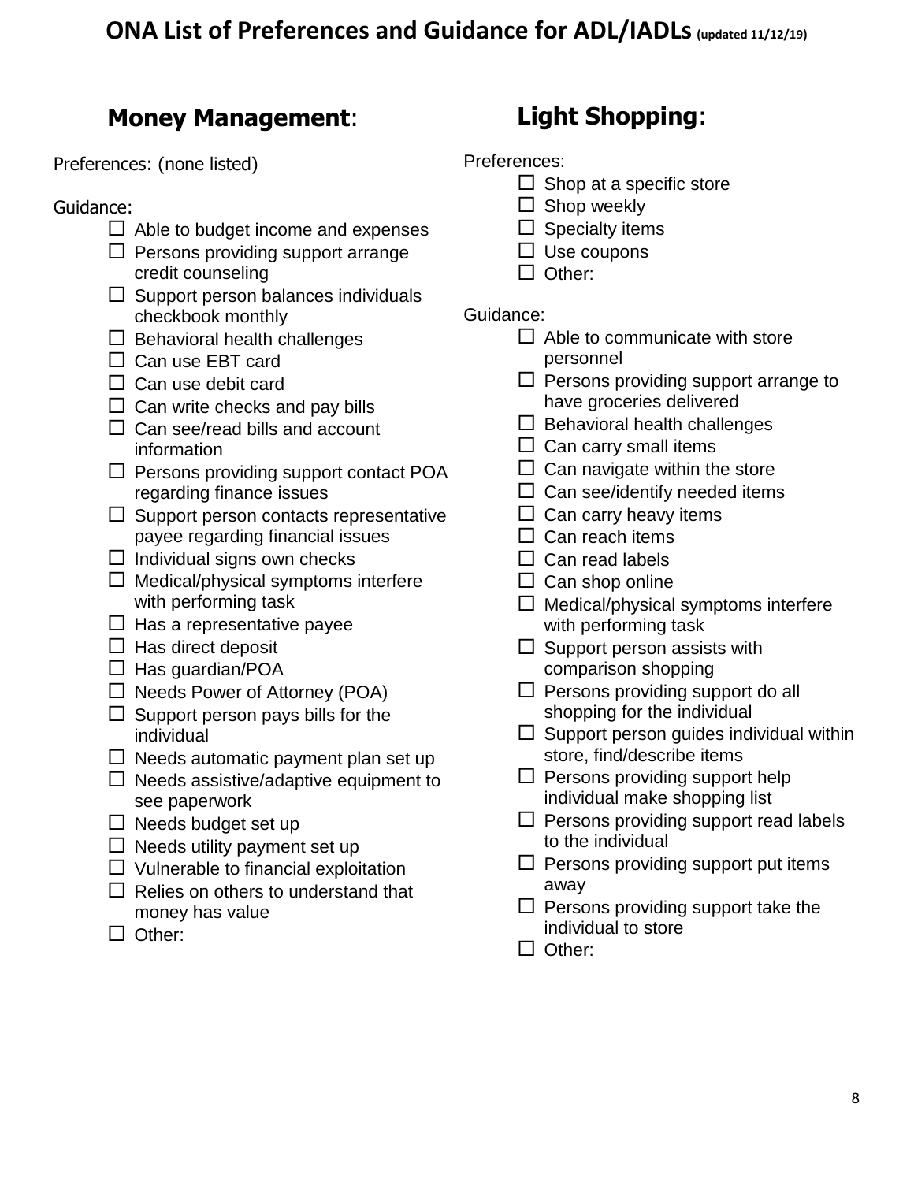# ONA List of Preferences and Guidance for ADL/IADLs (updated 11/12/19)

## Money Management:

Preferences: (none listed)

Guidance:

- ☐ Able to budget income and expenses
- ☐ Persons providing support arrange credit counseling
- ☐ Support person balances individuals checkbook monthly
- ☐ Behavioral health challenges
- ☐ Can use EBT card
- ☐ Can use debit card
- ☐ Can write checks and pay bills
- ☐ Can see/read bills and account information
- ☐ Persons providing support contact POA regarding finance issues
- ☐ Support person contacts representative payee regarding financial issues
- ☐ Individual signs own checks
- ☐ Medical/physical symptoms interfere with performing task
- ☐ Has a representative payee
- ☐ Has direct deposit
- ☐ Has guardian/POA
- ☐ Needs Power of Attorney (POA)
- ☐ Support person pays bills for the individual
- ☐ Needs automatic payment plan set up
- ☐ Needs assistive/adaptive equipment to see paperwork
- ☐ Needs budget set up
- ☐ Needs utility payment set up
- ☐ Vulnerable to financial exploitation
- ☐ Relies on others to understand that money has value
- ☐ Other:

## Light Shopping:

Preferences:

- ☐ Shop at a specific store
- ☐ Shop weekly
- ☐ Specialty items
- ☐ Use coupons
- ☐ Other:

Guidance:

- ☐ Able to communicate with store personnel
- ☐ Persons providing support arrange to have groceries delivered
- ☐ Behavioral health challenges
- ☐ Can carry small items
- ☐ Can navigate within the store
- ☐ Can see/identify needed items
- ☐ Can carry heavy items
- ☐ Can reach items
- ☐ Can read labels
- ☐ Can shop online
- ☐ Medical/physical symptoms interfere with performing task
- ☐ Support person assists with comparison shopping
- ☐ Persons providing support do all shopping for the individual
- ☐ Support person guides individual within store, find/describe items
- ☐ Persons providing support help individual make shopping list
- ☐ Persons providing support read labels to the individual
- ☐ Persons providing support put items away
- ☐ Persons providing support take the individual to store
- ☐ Other: